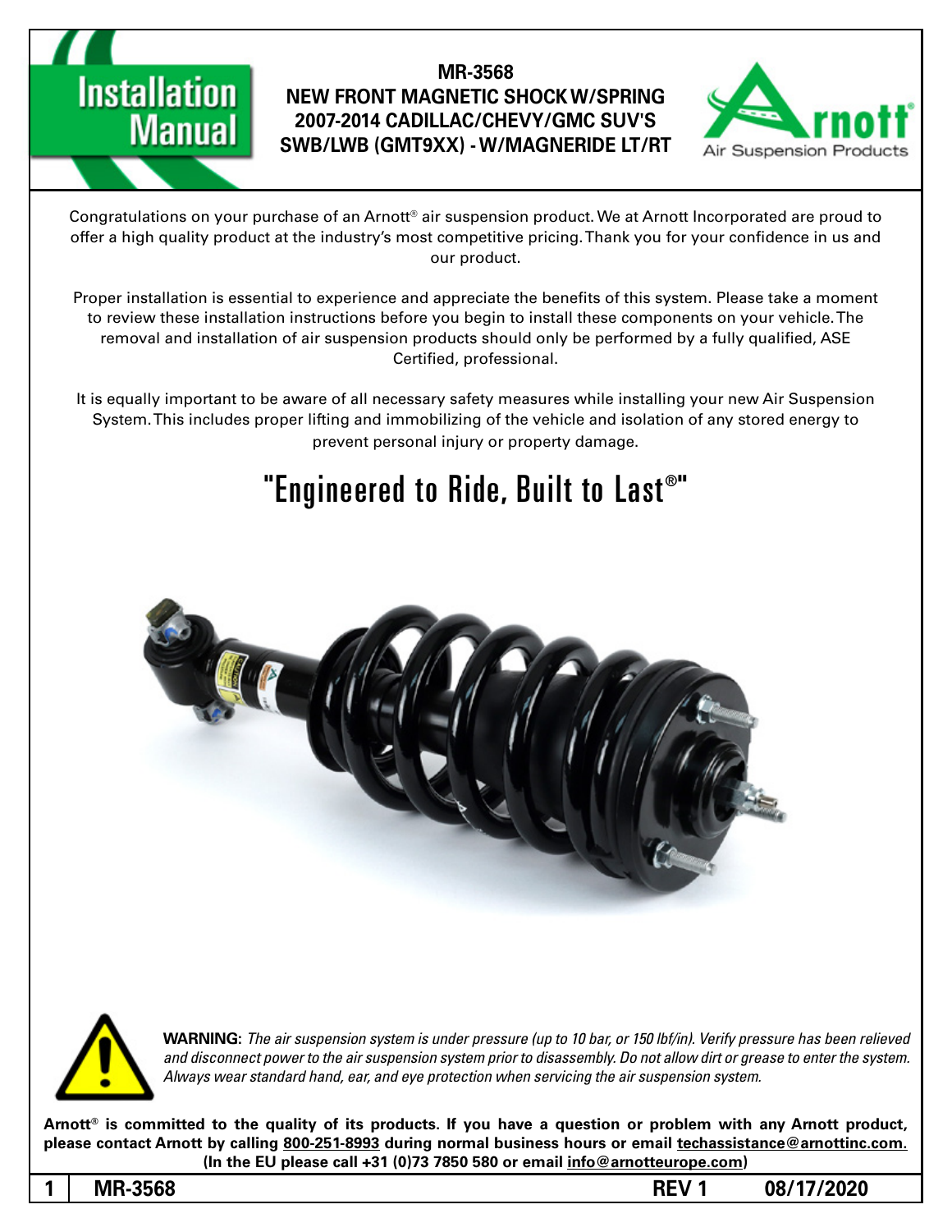# Installation Manual

## MR-3568
## NEW FRONT MAGNETIC SHOCK W/SPRING
## 2007-2014 CADILLAC/CHEVY/GMC SUV'S
## SWB/LWB (GMT9XX) - W/MAGNERIDE LT/RT

Arnott® Air Suspension Products

Congratulations on your purchase of an Arnott® air suspension product. We at Arnott Incorporated are proud to offer a high quality product at the industry's most competitive pricing. Thank you for your confidence in us and our product.

Proper installation is essential to experience and appreciate the benefits of this system. Please take a moment to review these installation instructions before you begin to install these components on your vehicle. The removal and installation of air suspension products should only be performed by a fully qualified, ASE Certified, professional.

It is equally important to be aware of all necessary safety measures while installing your new Air Suspension System. This includes proper lifting and immobilizing of the vehicle and isolation of any stored energy to prevent personal injury or property damage.

# "Engineered to Ride, Built to Last®"

**WARNING:** *The air suspension system is under pressure (up to 10 bar, or 150 lbf/in). Verify pressure has been relieved and disconnect power to the air suspension system prior to disassembly. Do not allow dirt or grease to enter the system. Always wear standard hand, ear, and eye protection when servicing the air suspension system.*

**Arnott® is committed to the quality of its products. If you have a question or problem with any Arnott product, please contact Arnott by calling 800-251-8993 during normal business hours or email techassistance@arnottinc.com. (In the EU please call +31 (0)73 7850 580 or email info@arnotteurope.com)**

**MR-3568 REV 1 08/17/2020**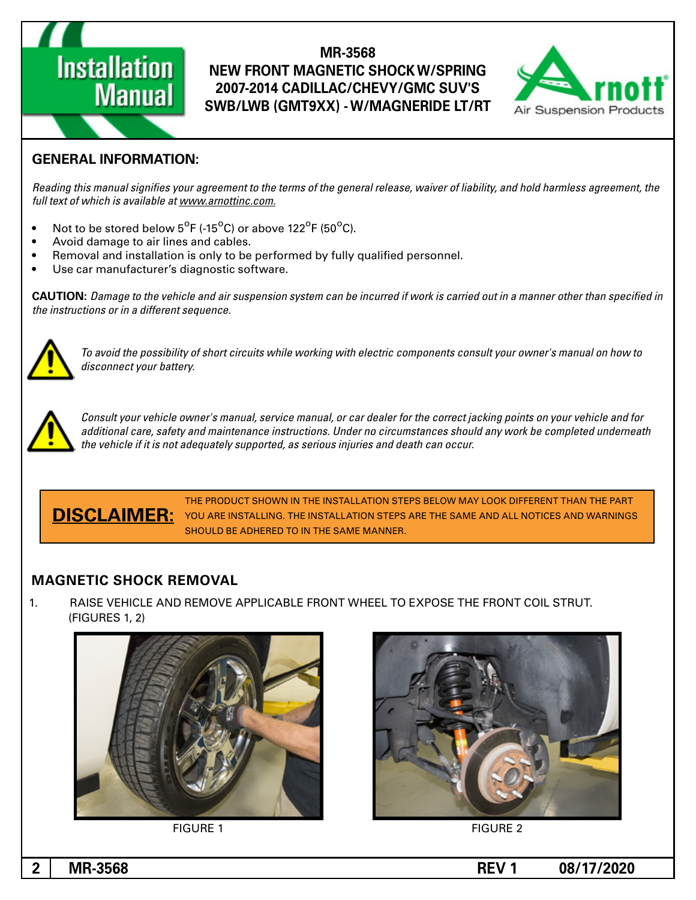**Installation Manual**

# MR-3568
# NEW FRONT MAGNETIC SHOCK W/SPRING 2007-2014 CADILLAC/CHEVY/GMC SUV'S SWB/LWB (GMT9XX) - W/MAGNERIDE LT/RT

Arnott Air Suspension Products

## GENERAL INFORMATION:

*Reading this manual signifies your agreement to the terms of the general release, waiver of liability, and hold harmless agreement, the full text of which is available at www.arnottinc.com.*

- Not to be stored below 5°F (-15°C) or above 122°F (50°C).
- Avoid damage to air lines and cables.
- Removal and installation is only to be performed by fully qualified personnel.
- Use car manufacturer's diagnostic software.

**CAUTION:** *Damage to the vehicle and air suspension system can be incurred if work is carried out in a manner other than specified in the instructions or in a different sequence.*

*To avoid the possibility of short circuits while working with electric components consult your owner's manual on how to disconnect your battery.*

*Consult your vehicle owner's manual, service manual, or car dealer for the correct jacking points on your vehicle and for additional care, safety and maintenance instructions. Under no circumstances should any work be completed underneath the vehicle if it is not adequately supported, as serious injuries and death can occur.*

**DISCLAIMER:** THE PRODUCT SHOWN IN THE INSTALLATION STEPS BELOW MAY LOOK DIFFERENT THAN THE PART YOU ARE INSTALLING. THE INSTALLATION STEPS ARE THE SAME AND ALL NOTICES AND WARNINGS SHOULD BE ADHERED TO IN THE SAME MANNER.

## MAGNETIC SHOCK REMOVAL

1. RAISE VEHICLE AND REMOVE APPLICABLE FRONT WHEEL TO EXPOSE THE FRONT COIL STRUT. (FIGURES 1, 2)

FIGURE 1

FIGURE 2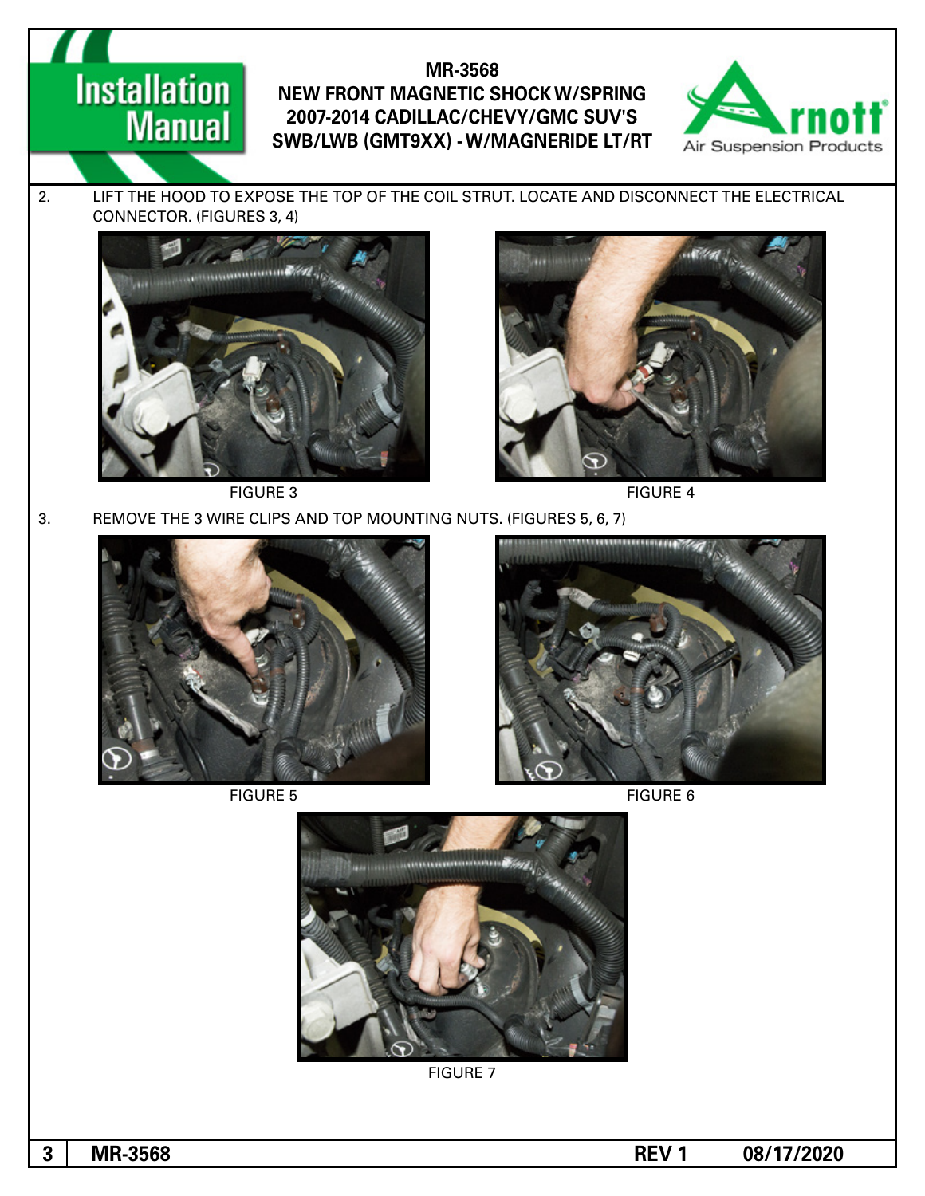2. LIFT THE HOOD TO EXPOSE THE TOP OF THE COIL STRUT. LOCATE AND DISCONNECT THE ELECTRICAL CONNECTOR. (FIGURES 3, 4)

FIGURE 3

FIGURE 4

3. REMOVE THE 3 WIRE CLIPS AND TOP MOUNTING NUTS. (FIGURES 5, 6, 7)

FIGURE 5

FIGURE 6

FIGURE 7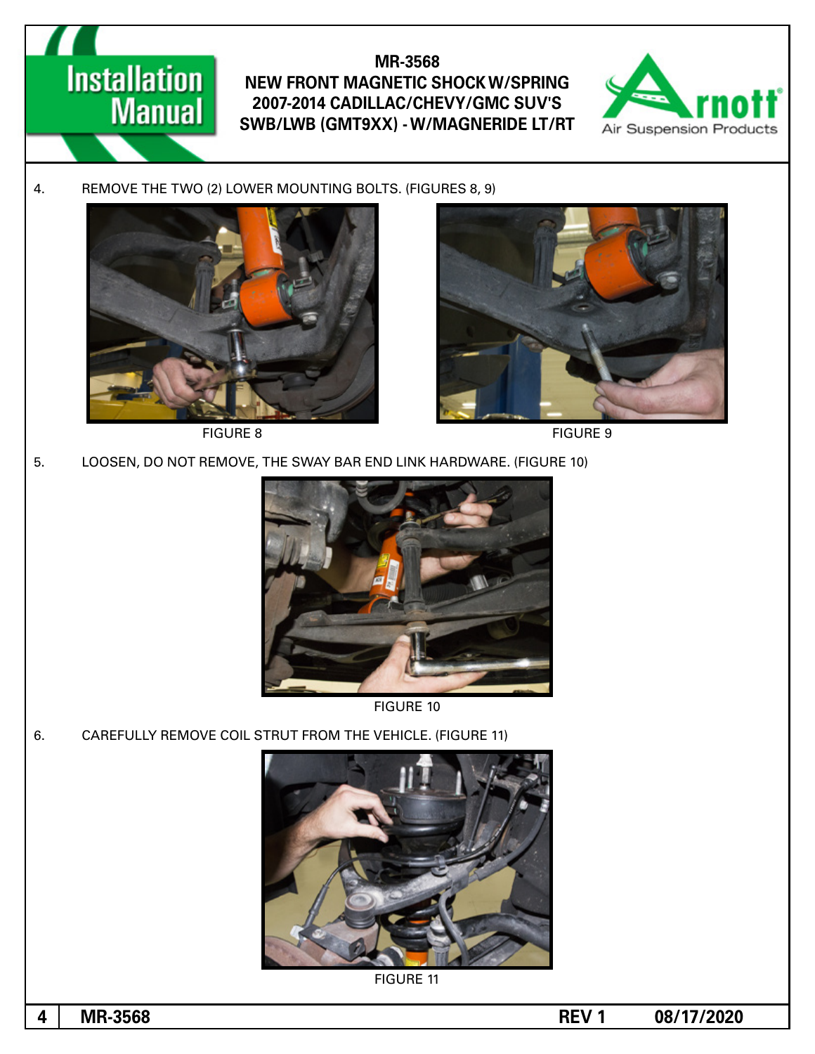4. REMOVE THE TWO (2) LOWER MOUNTING BOLTS. (FIGURES 8, 9)

FIGURE 8

FIGURE 9

5. LOOSEN, DO NOT REMOVE, THE SWAY BAR END LINK HARDWARE. (FIGURE 10)

FIGURE 10

6. CAREFULLY REMOVE COIL STRUT FROM THE VEHICLE. (FIGURE 11)

FIGURE 11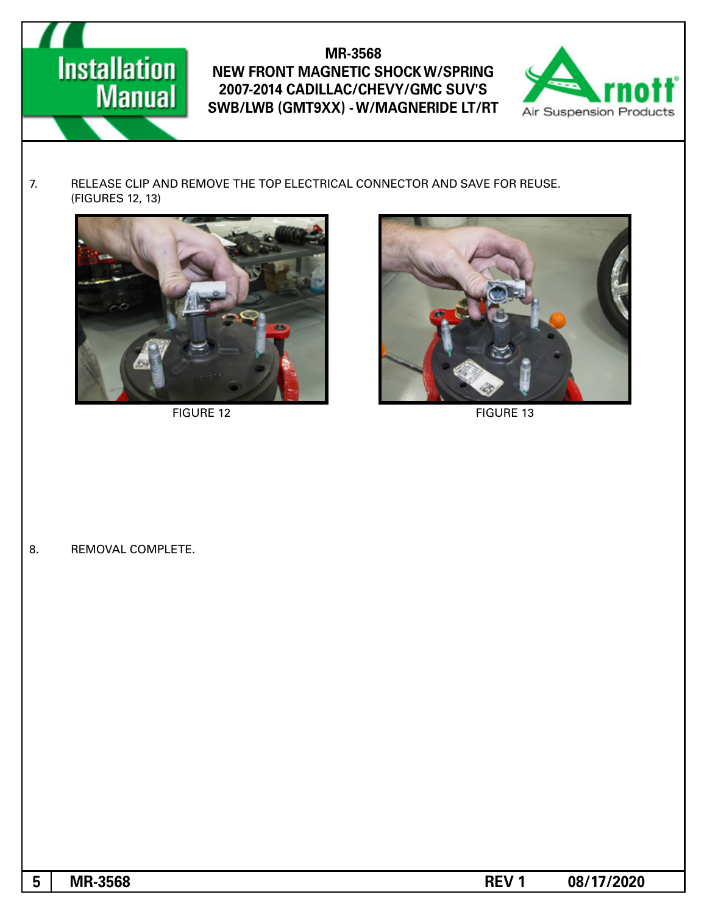7. RELEASE CLIP AND REMOVE THE TOP ELECTRICAL CONNECTOR AND SAVE FOR REUSE. (FIGURES 12, 13)

FIGURE 12

FIGURE 13

8. REMOVAL COMPLETE.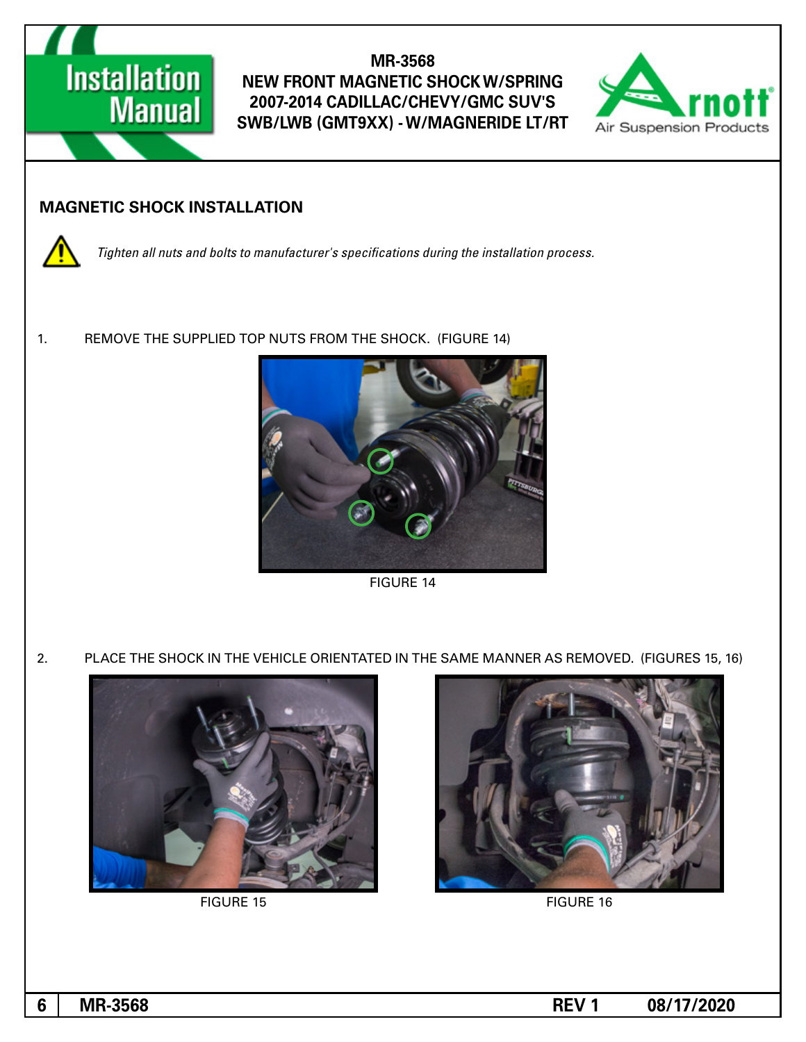## MAGNETIC SHOCK INSTALLATION

*Tighten all nuts and bolts to manufacturer's specifications during the installation process.*

1. REMOVE THE SUPPLIED TOP NUTS FROM THE SHOCK. (FIGURE 14)

FIGURE 14

2. PLACE THE SHOCK IN THE VEHICLE ORIENTATED IN THE SAME MANNER AS REMOVED. (FIGURES 15, 16)

FIGURE 15

FIGURE 16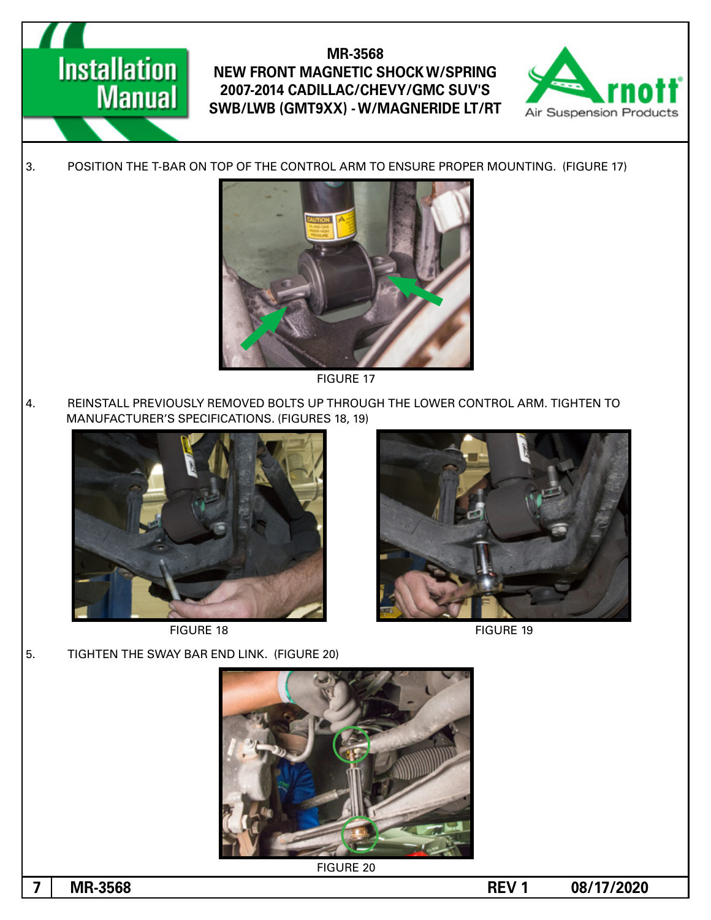3. POSITION THE T-BAR ON TOP OF THE CONTROL ARM TO ENSURE PROPER MOUNTING. (FIGURE 17)

FIGURE 17

4. REINSTALL PREVIOUSLY REMOVED BOLTS UP THROUGH THE LOWER CONTROL ARM. TIGHTEN TO MANUFACTURER'S SPECIFICATIONS. (FIGURES 18, 19)

FIGURE 18

FIGURE 19

5. TIGHTEN THE SWAY BAR END LINK. (FIGURE 20)

FIGURE 20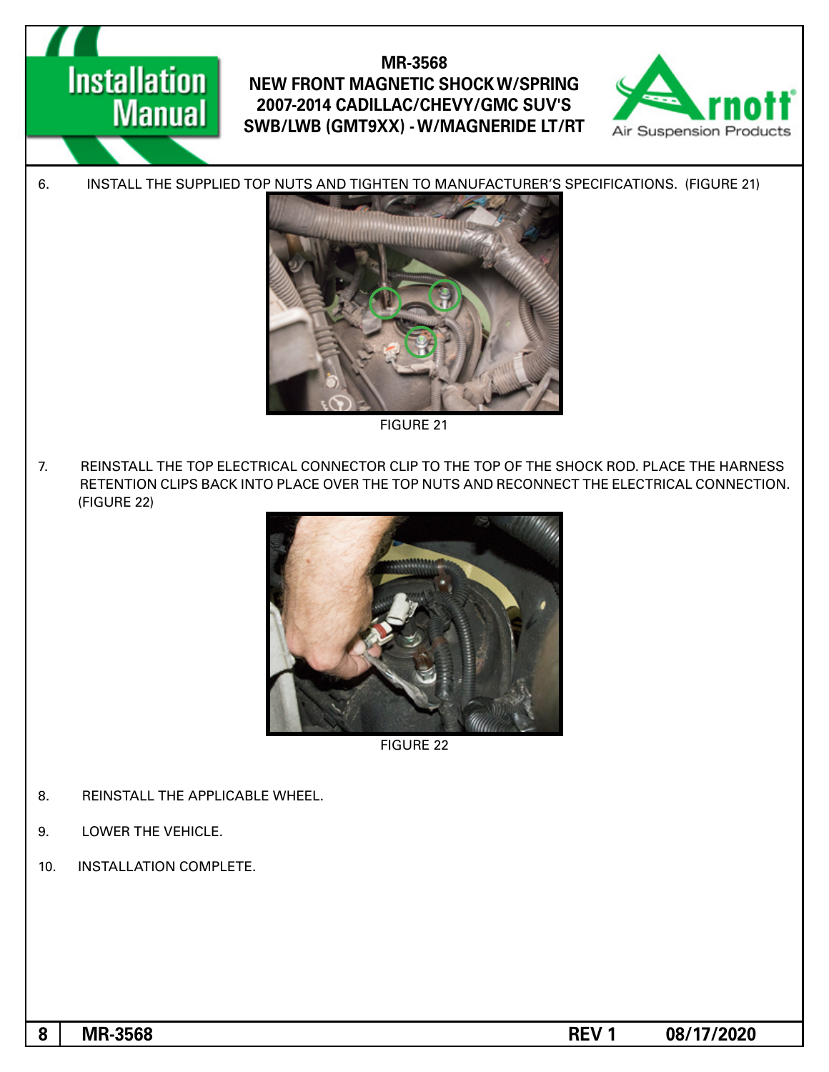6. INSTALL THE SUPPLIED TOP NUTS AND TIGHTEN TO MANUFACTURER'S SPECIFICATIONS. (FIGURE 21)

FIGURE 21

7. REINSTALL THE TOP ELECTRICAL CONNECTOR CLIP TO THE TOP OF THE SHOCK ROD. PLACE THE HARNESS RETENTION CLIPS BACK INTO PLACE OVER THE TOP NUTS AND RECONNECT THE ELECTRICAL CONNECTION. (FIGURE 22)

FIGURE 22

8. REINSTALL THE APPLICABLE WHEEL.

9. LOWER THE VEHICLE.

10. INSTALLATION COMPLETE.